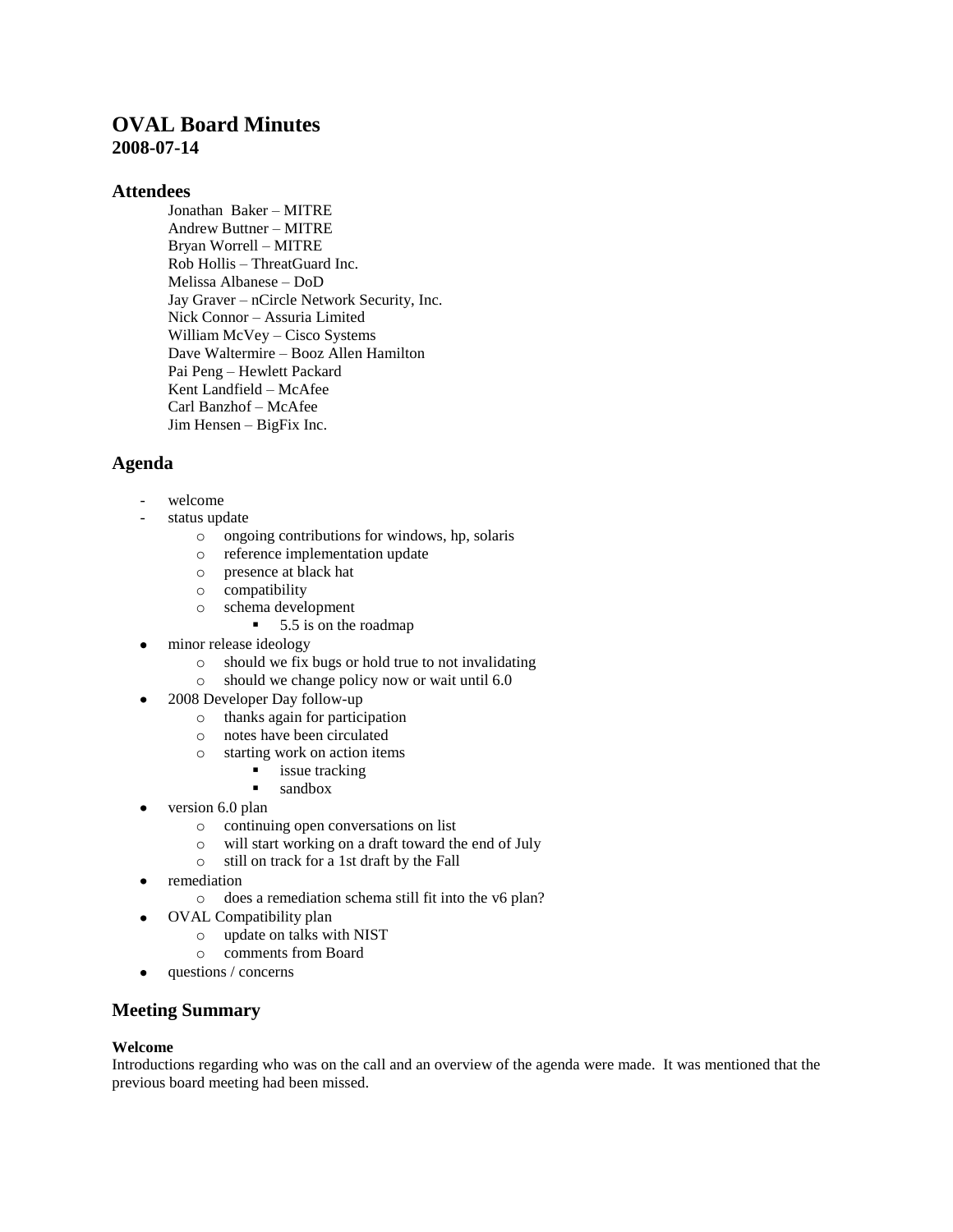# OVAL Board Minutes
**2008-07-14**

## Attendees

Jonathan Baker – MITRE
Andrew Buttner – MITRE
Bryan Worrell – MITRE
Rob Hollis – ThreatGuard Inc.
Melissa Albanese – DoD
Jay Graver – nCircle Network Security, Inc.
Nick Connor – Assuria Limited
William McVey – Cisco Systems
Dave Waltermire – Booz Allen Hamilton
Pai Peng – Hewlett Packard
Kent Landfield – McAfee
Carl Banzhof – McAfee
Jim Hensen – BigFix Inc.

## Agenda

- welcome
- status update
  - ongoing contributions for windows, hp, solaris
  - reference implementation update
  - presence at black hat
  - compatibility
  - schema development
    - 5.5 is on the roadmap
- minor release ideology
  - should we fix bugs or hold true to not invalidating
  - should we change policy now or wait until 6.0
- 2008 Developer Day follow-up
  - thanks again for participation
  - notes have been circulated
  - starting work on action items
    - issue tracking
    - sandbox
- version 6.0 plan
  - continuing open conversations on list
  - will start working on a draft toward the end of July
  - still on track for a 1st draft by the Fall
- remediation
  - does a remediation schema still fit into the v6 plan?
- OVAL Compatibility plan
  - update on talks with NIST
  - comments from Board
- questions / concerns

## Meeting Summary

**Welcome**

Introductions regarding who was on the call and an overview of the agenda were made. It was mentioned that the previous board meeting had been missed.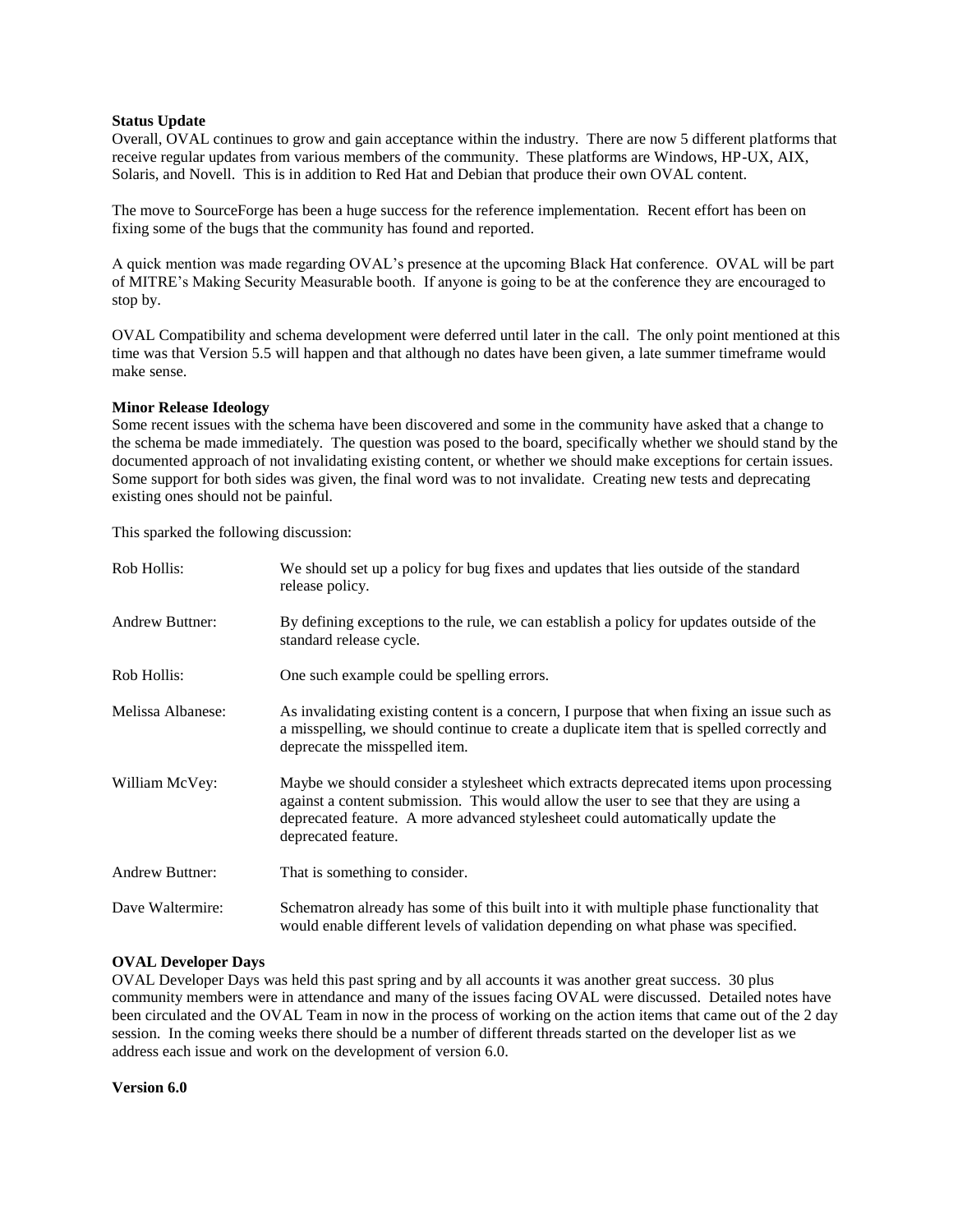**Status Update**

Overall, OVAL continues to grow and gain acceptance within the industry. There are now 5 different platforms that receive regular updates from various members of the community. These platforms are Windows, HP-UX, AIX, Solaris, and Novell. This is in addition to Red Hat and Debian that produce their own OVAL content.

The move to SourceForge has been a huge success for the reference implementation. Recent effort has been on fixing some of the bugs that the community has found and reported.

A quick mention was made regarding OVAL's presence at the upcoming Black Hat conference. OVAL will be part of MITRE's Making Security Measurable booth. If anyone is going to be at the conference they are encouraged to stop by.

OVAL Compatibility and schema development were deferred until later in the call. The only point mentioned at this time was that Version 5.5 will happen and that although no dates have been given, a late summer timeframe would make sense.

**Minor Release Ideology**

Some recent issues with the schema have been discovered and some in the community have asked that a change to the schema be made immediately. The question was posed to the board, specifically whether we should stand by the documented approach of not invalidating existing content, or whether we should make exceptions for certain issues. Some support for both sides was given, the final word was to not invalidate. Creating new tests and deprecating existing ones should not be painful.

This sparked the following discussion:

| | |
|---|---|
| Rob Hollis: | We should set up a policy for bug fixes and updates that lies outside of the standard release policy. |
| Andrew Buttner: | By defining exceptions to the rule, we can establish a policy for updates outside of the standard release cycle. |
| Rob Hollis: | One such example could be spelling errors. |
| Melissa Albanese: | As invalidating existing content is a concern, I purpose that when fixing an issue such as a misspelling, we should continue to create a duplicate item that is spelled correctly and deprecate the misspelled item. |
| William McVey: | Maybe we should consider a stylesheet which extracts deprecated items upon processing against a content submission. This would allow the user to see that they are using a deprecated feature. A more advanced stylesheet could automatically update the deprecated feature. |
| Andrew Buttner: | That is something to consider. |
| Dave Waltermire: | Schematron already has some of this built into it with multiple phase functionality that would enable different levels of validation depending on what phase was specified. |

**OVAL Developer Days**

OVAL Developer Days was held this past spring and by all accounts it was another great success. 30 plus community members were in attendance and many of the issues facing OVAL were discussed. Detailed notes have been circulated and the OVAL Team in now in the process of working on the action items that came out of the 2 day session. In the coming weeks there should be a number of different threads started on the developer list as we address each issue and work on the development of version 6.0.

**Version 6.0**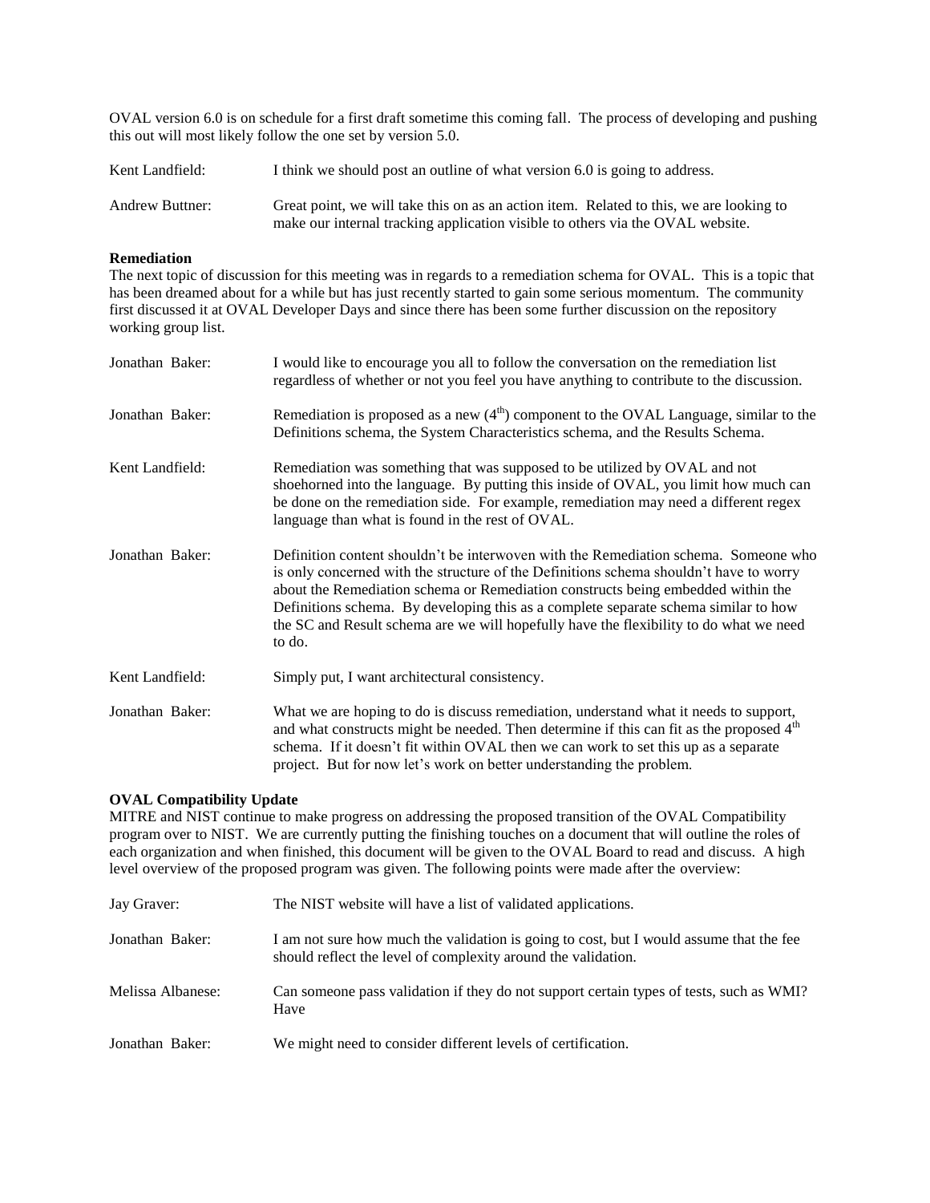OVAL version 6.0 is on schedule for a first draft sometime this coming fall. The process of developing and pushing this out will most likely follow the one set by version 5.0.

| | |
|---|---|
| Kent Landfield: | I think we should post an outline of what version 6.0 is going to address. |
| Andrew Buttner: | Great point, we will take this on as an action item. Related to this, we are looking to make our internal tracking application visible to others via the OVAL website. |

**Remediation**

The next topic of discussion for this meeting was in regards to a remediation schema for OVAL. This is a topic that has been dreamed about for a while but has just recently started to gain some serious momentum. The community first discussed it at OVAL Developer Days and since there has been some further discussion on the repository working group list.

| | |
|---|---|
| Jonathan Baker: | I would like to encourage you all to follow the conversation on the remediation list regardless of whether or not you feel you have anything to contribute to the discussion. |
| Jonathan Baker: | Remediation is proposed as a new ($4^{th}$) component to the OVAL Language, similar to the Definitions schema, the System Characteristics schema, and the Results Schema. |
| Kent Landfield: | Remediation was something that was supposed to be utilized by OVAL and not shoehorned into the language. By putting this inside of OVAL, you limit how much can be done on the remediation side. For example, remediation may need a different regex language than what is found in the rest of OVAL. |
| Jonathan Baker: | Definition content shouldn't be interwoven with the Remediation schema. Someone who is only concerned with the structure of the Definitions schema shouldn't have to worry about the Remediation schema or Remediation constructs being embedded within the Definitions schema. By developing this as a complete separate schema similar to how the SC and Result schema are we will hopefully have the flexibility to do what we need to do. |
| Kent Landfield: | Simply put, I want architectural consistency. |
| Jonathan Baker: | What we are hoping to do is discuss remediation, understand what it needs to support, and what constructs might be needed. Then determine if this can fit as the proposed $4^{th}$ schema. If it doesn't fit within OVAL then we can work to set this up as a separate project. But for now let's work on better understanding the problem. |

**OVAL Compatibility Update**

MITRE and NIST continue to make progress on addressing the proposed transition of the OVAL Compatibility program over to NIST. We are currently putting the finishing touches on a document that will outline the roles of each organization and when finished, this document will be given to the OVAL Board to read and discuss. A high level overview of the proposed program was given. The following points were made after the overview:

| | |
|---|---|
| Jay Graver: | The NIST website will have a list of validated applications. |
| Jonathan Baker: | I am not sure how much the validation is going to cost, but I would assume that the fee should reflect the level of complexity around the validation. |
| Melissa Albanese: | Can someone pass validation if they do not support certain types of tests, such as WMI? Have |
| Jonathan Baker: | We might need to consider different levels of certification. |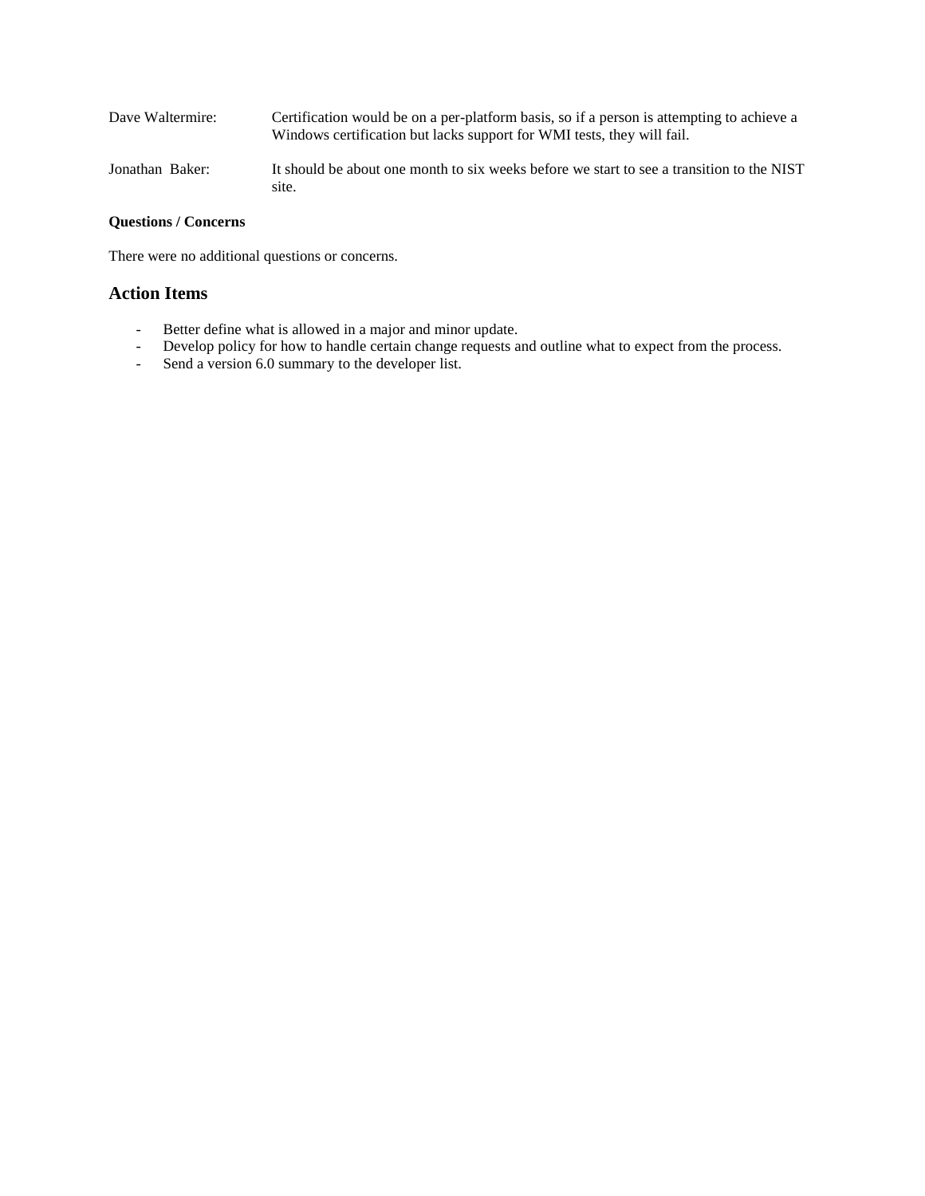Dave Waltermire: Certification would be on a per-platform basis, so if a person is attempting to achieve a Windows certification but lacks support for WMI tests, they will fail.

Jonathan Baker: It should be about one month to six weeks before we start to see a transition to the NIST site.

**Questions / Concerns**

There were no additional questions or concerns.

## Action Items

- Better define what is allowed in a major and minor update.
- Develop policy for how to handle certain change requests and outline what to expect from the process.
- Send a version 6.0 summary to the developer list.